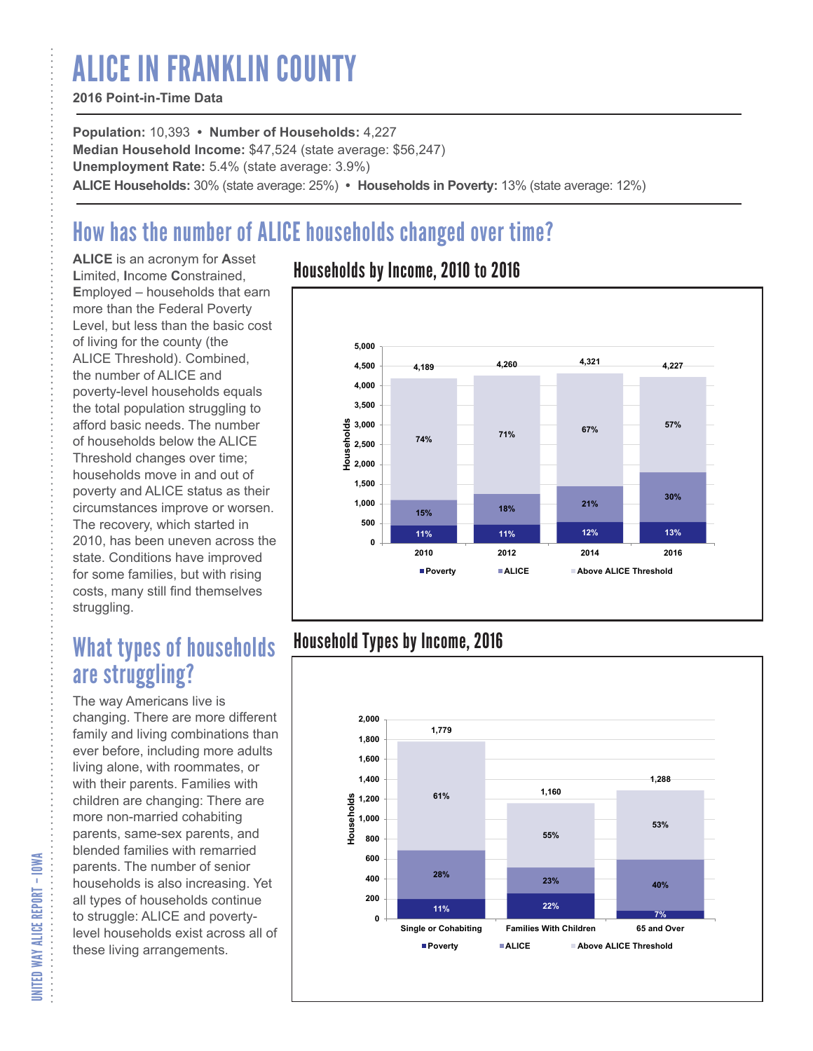# ALICE IN FRANKLIN COUNTY

**2016 Point-in-Time Data**

**Population:** 10,393 • **Number of Households:** 4,227
**Median Household Income:** $47,524 (state average: $56,247)
**Unemployment Rate:** 5.4% (state average: 3.9%)
**ALICE Households:** 30% (state average: 25%) • **Households in Poverty:** 13% (state average: 12%)

## How has the number of ALICE households changed over time?

**ALICE** is an acronym for **A**sset **L**imited, **I**ncome **C**onstrained, **E**mployed – households that earn more than the Federal Poverty Level, but less than the basic cost of living for the county (the ALICE Threshold). Combined, the number of ALICE and poverty-level households equals the total population struggling to afford basic needs. The number of households below the ALICE Threshold changes over time; households move in and out of poverty and ALICE status as their circumstances improve or worsen. The recovery, which started in 2010, has been uneven across the state. Conditions have improved for some families, but with rising costs, many still find themselves struggling.

### Households by Income, 2010 to 2016

| Year | Total Households | Poverty | ALICE | Above ALICE Threshold |
|---|---|---|---|---|
| 2010 | 4,189 | 11% | 15% | 74% |
| 2012 | 4,260 | 11% | 18% | 71% |
| 2014 | 4,321 | 12% | 21% | 67% |
| 2016 | 4,227 | 13% | 30% | 57% |

## What types of households are struggling?

The way Americans live is changing. There are more different family and living combinations than ever before, including more adults living alone, with roommates, or with their parents. Families with children are changing: There are more non-married cohabiting parents, same-sex parents, and blended families with remarried parents. The number of senior households is also increasing. Yet all types of households continue to struggle: ALICE and poverty-level households exist across all of these living arrangements.

### Household Types by Income, 2016

| Household Type | Total Households | Poverty | ALICE | Above ALICE Threshold |
|---|---|---|---|---|
| Single or Cohabiting | 1,779 | 11% | 28% | 61% |
| Families With Children | 1,160 | 22% | 23% | 55% |
| 65 and Over | 1,288 | 7% | 40% | 53% |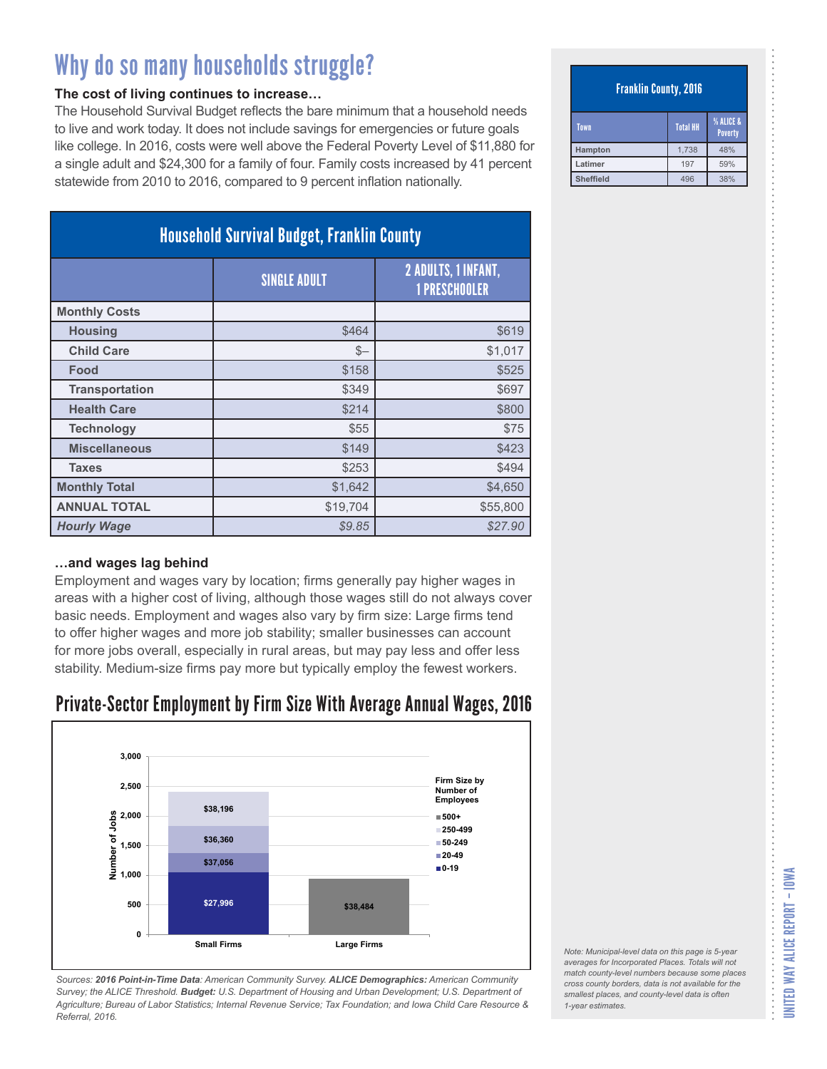# Why do so many households struggle?

**The cost of living continues to increase…**

The Household Survival Budget reflects the bare minimum that a household needs to live and work today. It does not include savings for emergencies or future goals like college. In 2016, costs were well above the Federal Poverty Level of $11,880 for a single adult and $24,300 for a family of four. Family costs increased by 41 percent statewide from 2010 to 2016, compared to 9 percent inflation nationally.

## Household Survival Budget, Franklin County

| | SINGLE ADULT | 2 ADULTS, 1 INFANT, 1 PRESCHOOLER |
|---|---|---|
| **Monthly Costs** | | |
| **Housing** | $464 | $619 |
| **Child Care** | $– | $1,017 |
| **Food** | $158 | $525 |
| **Transportation** | $349 | $697 |
| **Health Care** | $214 | $800 |
| **Technology** | $55 | $75 |
| **Miscellaneous** | $149 | $423 |
| **Taxes** | $253 | $494 |
| **Monthly Total** | $1,642 | $4,650 |
| **ANNUAL TOTAL** | $19,704 | $55,800 |
| ***Hourly Wage*** | *$9.85* | *$27.90* |

**…and wages lag behind**

Employment and wages vary by location; firms generally pay higher wages in areas with a higher cost of living, although those wages still do not always cover basic needs. Employment and wages also vary by firm size: Large firms tend to offer higher wages and more job stability; smaller businesses can account for more jobs overall, especially in rural areas, but may pay less and offer less stability. Medium-size firms pay more but typically employ the fewest workers.

## Private-Sector Employment by Firm Size With Average Annual Wages, 2016

Number of Jobs
3,000
2,500
2,000
1,500
1,000
500
0

$38,196
$36,360
$37,056
$27,996
$38,484

Small Firms
Large Firms

Firm Size by Number of Employees
500+
250-499
50-249
20-49
0-19

*Sources: **2016 Point-in-Time Data**: American Community Survey. **ALICE Demographics:** American Community Survey; the ALICE Threshold. **Budget:** U.S. Department of Housing and Urban Development; U.S. Department of Agriculture; Bureau of Labor Statistics; Internal Revenue Service; Tax Foundation; and Iowa Child Care Resource & Referral, 2016.*

## Franklin County, 2016

| Town | Total HH | % ALICE & Poverty |
|---|---|---|
| Hampton | 1,738 | 48% |
| Latimer | 197 | 59% |
| Sheffield | 496 | 38% |

*Note: Municipal-level data on this page is 5-year averages for Incorporated Places. Totals will not match county-level numbers because some places cross county borders, data is not available for the smallest places, and county-level data is often 1-year estimates.*